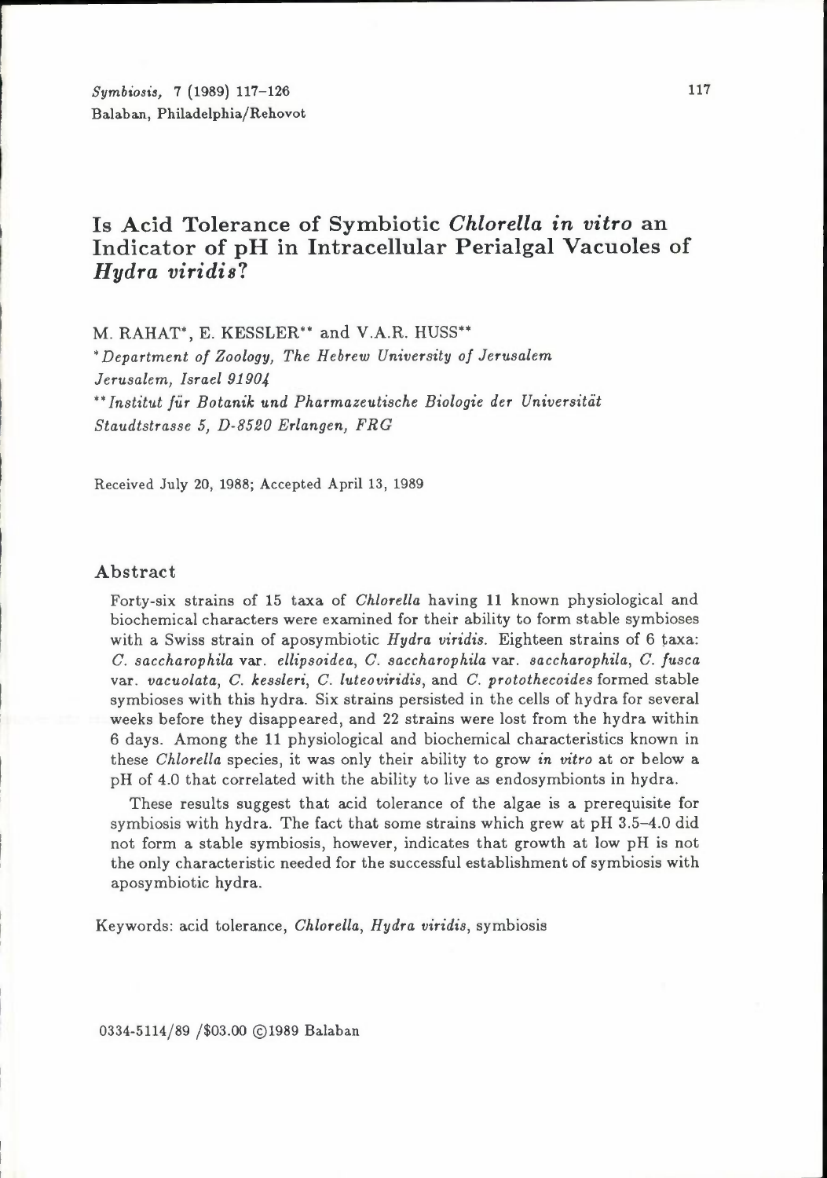# Is Acid Tolerance of Symbiotic *Chlorella in vitro* an Indicator of pH in Intracellular Perialgal Vacuoles of *Hydra viridis*?

M. RAHAT*, E. KESSLER** and V.A.R. HUSS**

**Department of Zoology, The Hebrew University of Jerusalem*
*Jerusalem, Israel 91904*

***Institut für Botanik und Pharmazeutische Biologie der Universität*
*Staudtstrasse 5, D-8520 Erlangen, FRG*

Received July 20, 1988; Accepted April 13, 1989

## Abstract

Forty-six strains of 15 taxa of *Chlorella* having 11 known physiological and biochemical characters were examined for their ability to form stable symbioses with a Swiss strain of aposymbiotic *Hydra viridis*. Eighteen strains of 6 taxa: *C. saccharophila* var. *ellipsoidea*, *C. saccharophila* var. *saccharophila*, *C. fusca* var. *vacuolata*, *C. kessleri*, *C. luteoviridis*, and *C. protothecoides* formed stable symbioses with this hydra. Six strains persisted in the cells of hydra for several weeks before they disappeared, and 22 strains were lost from the hydra within 6 days. Among the 11 physiological and biochemical characteristics known in these *Chlorella* species, it was only their ability to grow *in vitro* at or below a pH of 4.0 that correlated with the ability to live as endosymbionts in hydra.

These results suggest that acid tolerance of the algae is a prerequisite for symbiosis with hydra. The fact that some strains which grew at pH 3.5–4.0 did not form a stable symbiosis, however, indicates that growth at low pH is not the only characteristic needed for the successful establishment of symbiosis with aposymbiotic hydra.

Keywords: acid tolerance, *Chlorella*, *Hydra viridis*, symbiosis

0334-5114/89 /$03.00 ©1989 Balaban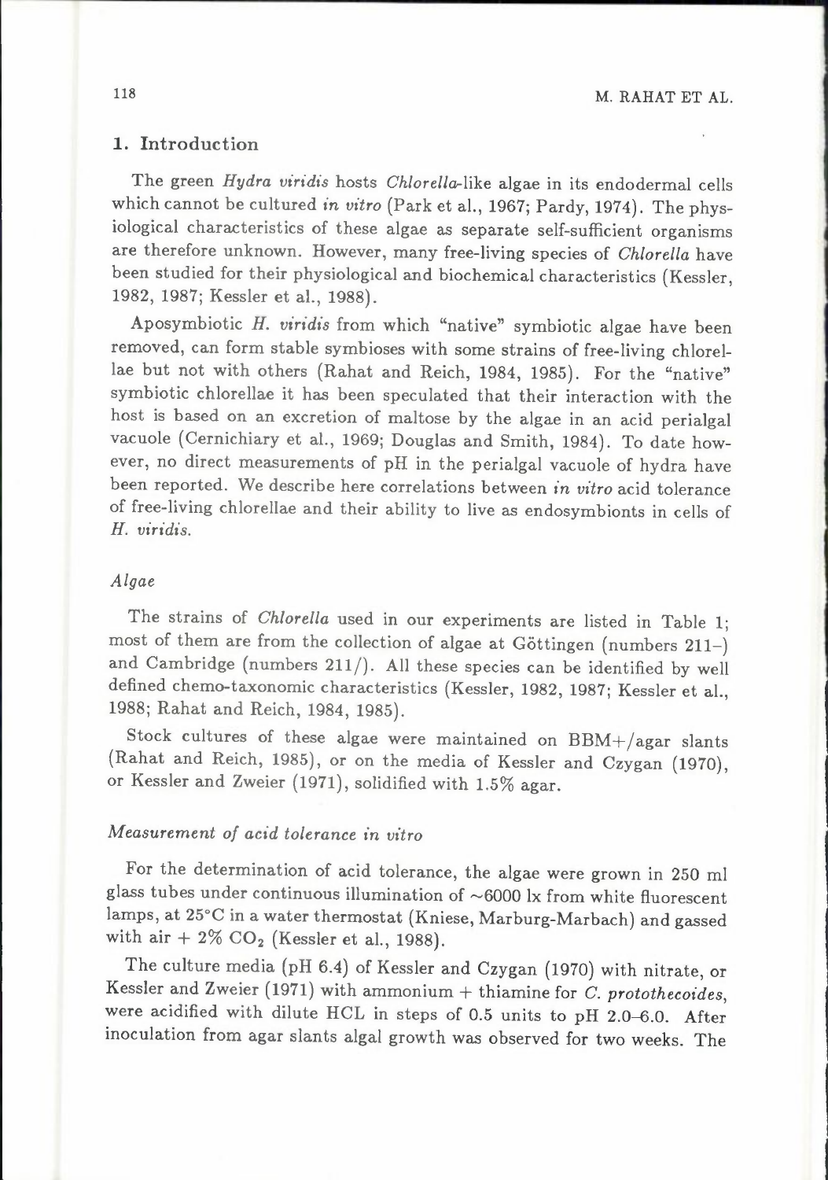## 1. Introduction

The green *Hydra viridis* hosts *Chlorella*-like algae in its endodermal cells which cannot be cultured *in vitro* (Park et al., 1967; Pardy, 1974). The physiological characteristics of these algae as separate self-sufficient organisms are therefore unknown. However, many free-living species of *Chlorella* have been studied for their physiological and biochemical characteristics (Kessler, 1982, 1987; Kessler et al., 1988).

Aposymbiotic *H. viridis* from which "native" symbiotic algae have been removed, can form stable symbioses with some strains of free-living chlorellae but not with others (Rahat and Reich, 1984, 1985). For the "native" symbiotic chlorellae it has been speculated that their interaction with the host is based on an excretion of maltose by the algae in an acid perialgal vacuole (Cernichiary et al., 1969; Douglas and Smith, 1984). To date however, no direct measurements of pH in the perialgal vacuole of hydra have been reported. We describe here correlations between *in vitro* acid tolerance of free-living chlorellae and their ability to live as endosymbionts in cells of *H. viridis*.

### *Algae*

The strains of *Chlorella* used in our experiments are listed in Table 1; most of them are from the collection of algae at Göttingen (numbers 211-) and Cambridge (numbers 211/). All these species can be identified by well defined chemo-taxonomic characteristics (Kessler, 1982, 1987; Kessler et al., 1988; Rahat and Reich, 1984, 1985).

Stock cultures of these algae were maintained on BBM+/agar slants (Rahat and Reich, 1985), or on the media of Kessler and Czygan (1970), or Kessler and Zweier (1971), solidified with 1.5% agar.

### *Measurement of acid tolerance in vitro*

For the determination of acid tolerance, the algae were grown in 250 ml glass tubes under continuous illumination of ~6000 lx from white fluorescent lamps, at 25°C in a water thermostat (Kniese, Marburg-Marbach) and gassed with air + 2% $CO_2$ (Kessler et al., 1988).

The culture media (pH 6.4) of Kessler and Czygan (1970) with nitrate, or Kessler and Zweier (1971) with ammonium + thiamine for *C. protothecoides*, were acidified with dilute HCL in steps of 0.5 units to pH 2.0–6.0. After inoculation from agar slants algal growth was observed for two weeks. The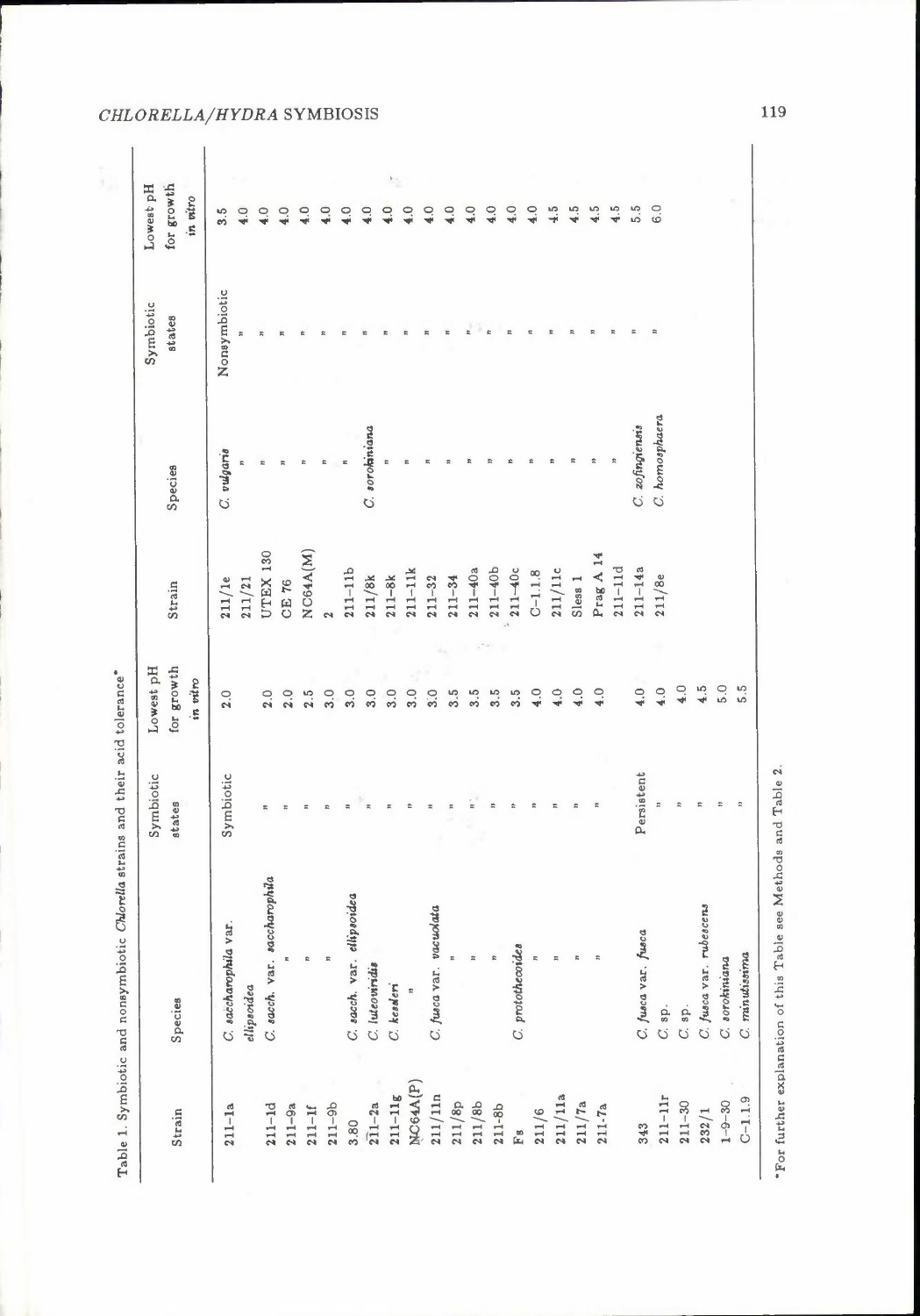Table 1. Symbiotic and nonsymbiotic *Chlorella* strains and their acid tolerance*

| Strain | Species | Symbiotic states | Lowest pH for growth *in vitro* | Strain | Species | Symbiotic states | Lowest pH for growth *in vitro* |
|---|---|---|---|---|---|---|---|
| 211–1a | *C. saccharophila* var. *ellipsoidea* | Symbiotic | 2.0 | 211/1e | *C. vulgaris* | Nonsymbiotic | 3.5 |
| | | | | 211/21 | " | " | 4.0 |
| 211–1d | *C. sacch.* var. *saccharophila* | " | 2.0 | UTEX 130 | " | " | 4.0 |
| 211–9a | " | " | 2.0 | CE 76 | " | " | 4.0 |
| 211–1f | " | " | 2.5 | NC64A(M) | " | " | 4.0 |
| 211–9b | " | " | 3.0 | 2 | " | " | 4.0 |
| 3.80 | *C. sacch.* var. *ellipsoidea* | " | 3.0 | 211–11b | " | " | 4.0 |
| 211–2a | *C. luteoviridis* | " | 3.0 | 211/8k | *C. sorokiniana* | " | 4.0 |
| 211–11g | *C. kessleri* | " | 3.0 | 211–8k | " | " | 4.0 |
| NC64A(P) | " | " | 3.0 | 211–11k | " | " | 4.0 |
| 211/11n | *C. fusca* var. *vacuolata* | " | 3.0 | 211–32 | " | " | 4.0 |
| 211/8p | " | " | 3.5 | 211–34 | " | " | 4.0 |
| 211/8b | " | " | 3.5 | 211–40a | " | " | 4.0 |
| 211-8b | " | " | 3.5 | 211–40b | " | " | 4.0 |
| Fs | *C. protothecoides* | " | 3.5 | 211–40c | " | " | 4.0 |
| 211/6 | " | " | 4.0 | C–1.1.8 | " | " | 4.0 |
| 211/11a | " | " | 4.0 | 211/11c | " | " | 4.0 |
| 211/7a | " | " | 4.0 | Sless 1 | " | " | 4.5 |
| 211-7a | " | " | 4.0 | Prag A 14 | " | " | 4.5 |
| | | | | 211–11d | " | " | 4.5 |
| 343 | *C. fusca* var. *fusca* | Persistent | 4.0 | 211–14a | *C. zofingensis* | " | 5.5 |
| 211–11r | *C.* sp. | " | 4.0 | 211/8e | *C. homosphaera* | " | 6.0 |
| 211–30 | *C.* sp. | " | 4.0 | | | | |
| 232/1 | *C. fusca* var. *rubescens* | " | 4.5 | | | | |
| 1–9–30 | *C. sorokiniana* | " | 5.0 | | | | |
| C–1.1.9 | *C. minutissima* | " | 5.5 | | | | |

*For further explanation of this Table see Methods and Table 2.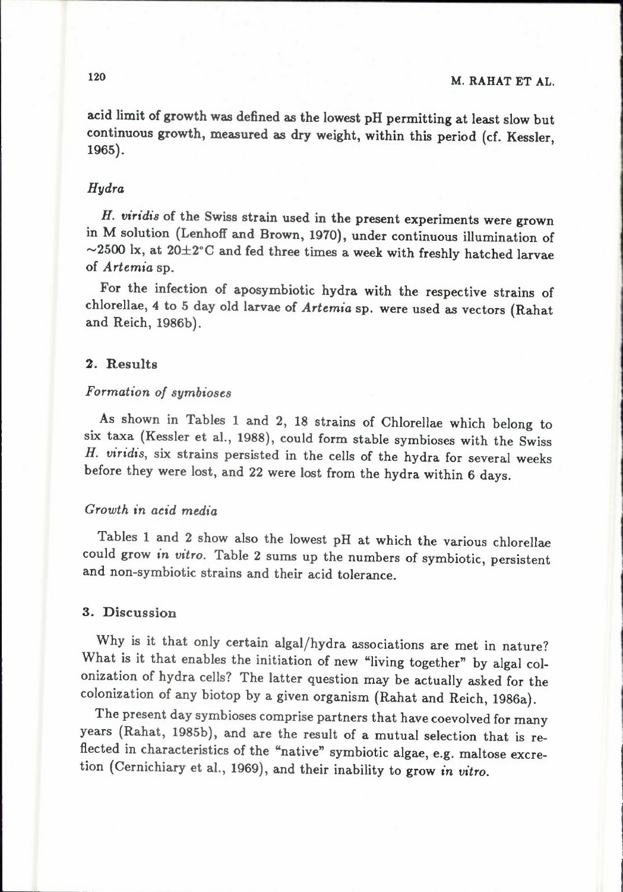acid limit of growth was defined as the lowest pH permitting at least slow but continuous growth, measured as dry weight, within this period (cf. Kessler, 1965).

### *Hydra*

*H. viridis* of the Swiss strain used in the present experiments were grown in M solution (Lenhoff and Brown, 1970), under continuous illumination of ~2500 lx, at 20±2°C and fed three times a week with freshly hatched larvae of *Artemia* sp.

For the infection of aposymbiotic hydra with the respective strains of chlorellae, 4 to 5 day old larvae of *Artemia* sp. were used as vectors (Rahat and Reich, 1986b).

## 2. Results

### *Formation of symbioses*

As shown in Tables 1 and 2, 18 strains of Chlorellae which belong to six taxa (Kessler et al., 1988), could form stable symbioses with the Swiss *H. viridis*, six strains persisted in the cells of the hydra for several weeks before they were lost, and 22 were lost from the hydra within 6 days.

### *Growth in acid media*

Tables 1 and 2 show also the lowest pH at which the various chlorellae could grow *in vitro*. Table 2 sums up the numbers of symbiotic, persistent and non-symbiotic strains and their acid tolerance.

## 3. Discussion

Why is it that only certain algal/hydra associations are met in nature? What is it that enables the initiation of new "living together" by algal colonization of hydra cells? The latter question may be actually asked for the colonization of any biotop by a given organism (Rahat and Reich, 1986a).

The present day symbioses comprise partners that have coevolved for many years (Rahat, 1985b), and are the result of a mutual selection that is reflected in characteristics of the "native" symbiotic algae, e.g. maltose excretion (Cernichiary et al., 1969), and their inability to grow *in vitro*.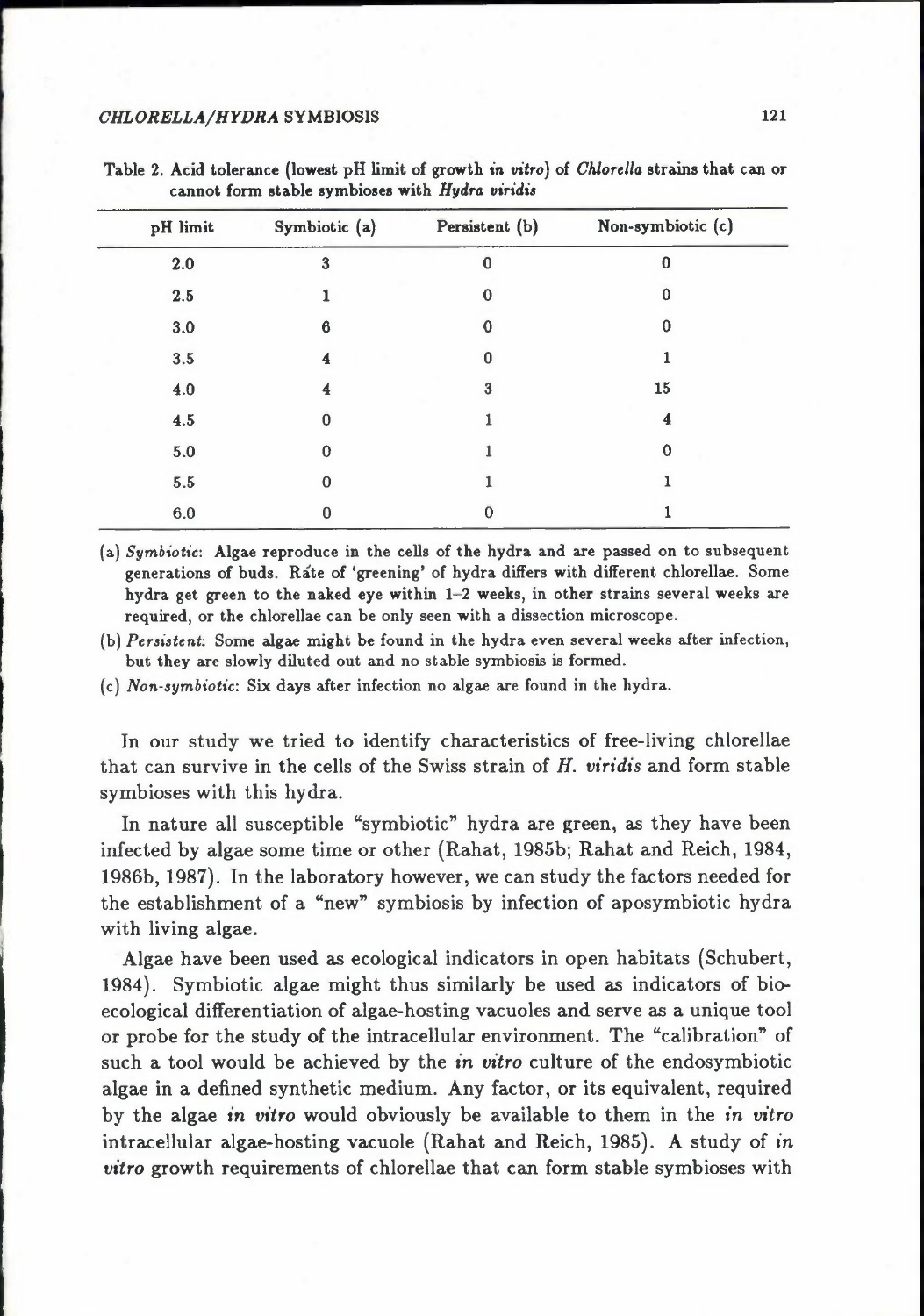Table 2. Acid tolerance (lowest pH limit of growth *in vitro*) of *Chlorella* strains that can or cannot form stable symbioses with *Hydra viridis*

| pH limit | Symbiotic (a) | Persistent (b) | Non-symbiotic (c) |
|---|---|---|---|
| 2.0 | 3 | 0 | 0 |
| 2.5 | 1 | 0 | 0 |
| 3.0 | 6 | 0 | 0 |
| 3.5 | 4 | 0 | 1 |
| 4.0 | 4 | 3 | 15 |
| 4.5 | 0 | 1 | 4 |
| 5.0 | 0 | 1 | 0 |
| 5.5 | 0 | 1 | 1 |
| 6.0 | 0 | 0 | 1 |

(a) *Symbiotic*: Algae reproduce in the cells of the hydra and are passed on to subsequent generations of buds. Rate of 'greening' of hydra differs with different chlorellae. Some hydra get green to the naked eye within 1–2 weeks, in other strains several weeks are required, or the chlorellae can be only seen with a dissection microscope.

(b) *Persistent*: Some algae might be found in the hydra even several weeks after infection, but they are slowly diluted out and no stable symbiosis is formed.

(c) *Non-symbiotic*: Six days after infection no algae are found in the hydra.

In our study we tried to identify characteristics of free-living chlorellae that can survive in the cells of the Swiss strain of *H. viridis* and form stable symbioses with this hydra.

In nature all susceptible "symbiotic" hydra are green, as they have been infected by algae some time or other (Rahat, 1985b; Rahat and Reich, 1984, 1986b, 1987). In the laboratory however, we can study the factors needed for the establishment of a "new" symbiosis by infection of aposymbiotic hydra with living algae.

Algae have been used as ecological indicators in open habitats (Schubert, 1984). Symbiotic algae might thus similarly be used as indicators of bio-ecological differentiation of algae-hosting vacuoles and serve as a unique tool or probe for the study of the intracellular environment. The "calibration" of such a tool would be achieved by the *in vitro* culture of the endosymbiotic algae in a defined synthetic medium. Any factor, or its equivalent, required by the algae *in vitro* would obviously be available to them in the *in vitro* intracellular algae-hosting vacuole (Rahat and Reich, 1985). A study of *in vitro* growth requirements of chlorellae that can form stable symbioses with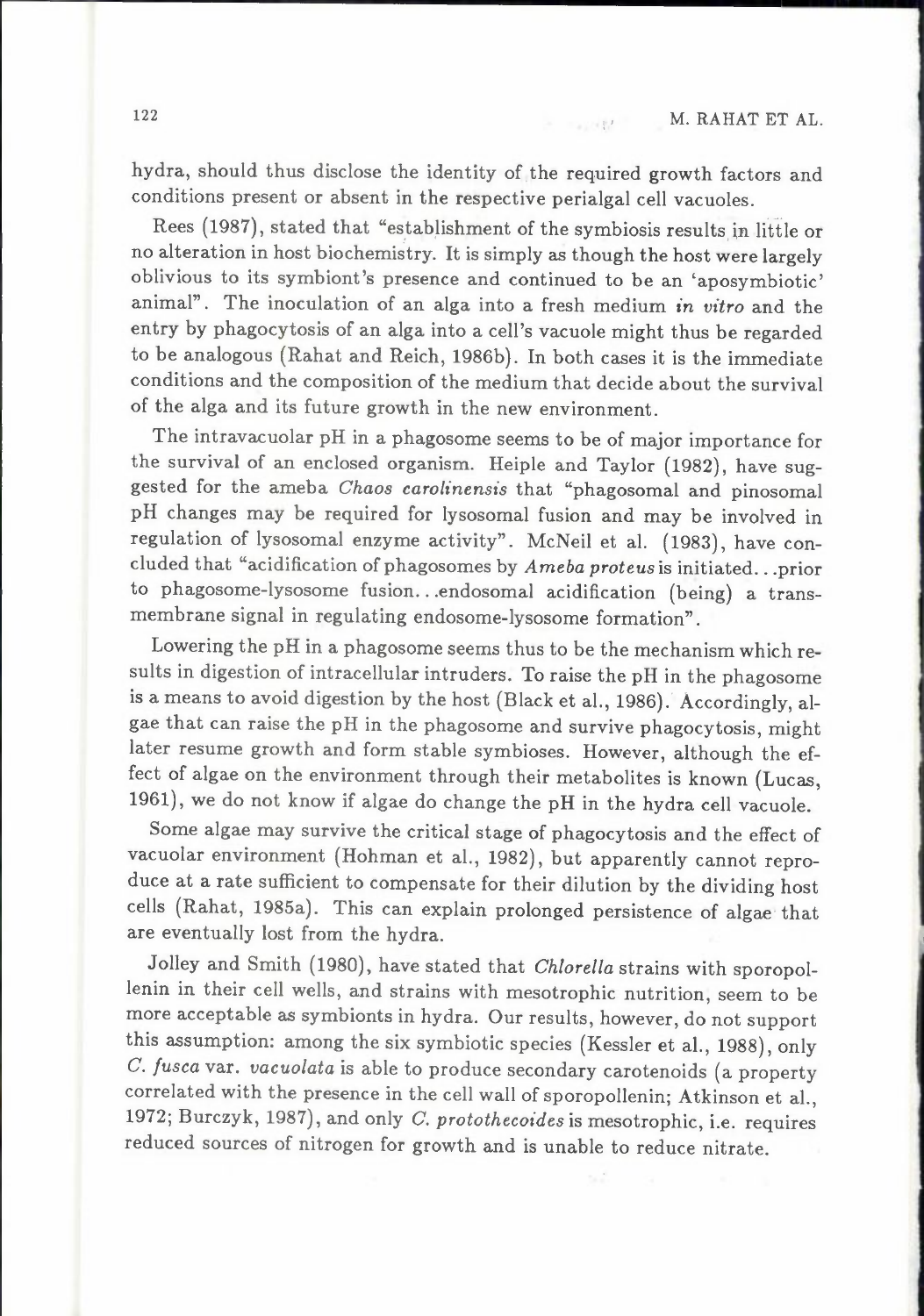hydra, should thus disclose the identity of the required growth factors and conditions present or absent in the respective perialgal cell vacuoles.

Rees (1987), stated that "establishment of the symbiosis results in little or no alteration in host biochemistry. It is simply as though the host were largely oblivious to its symbiont's presence and continued to be an 'aposymbiotic' animal". The inoculation of an alga into a fresh medium *in vitro* and the entry by phagocytosis of an alga into a cell's vacuole might thus be regarded to be analogous (Rahat and Reich, 1986b). In both cases it is the immediate conditions and the composition of the medium that decide about the survival of the alga and its future growth in the new environment.

The intravacuolar pH in a phagosome seems to be of major importance for the survival of an enclosed organism. Heiple and Taylor (1982), have suggested for the ameba *Chaos carolinensis* that "phagosomal and pinosomal pH changes may be required for lysosomal fusion and may be involved in regulation of lysosomal enzyme activity". McNeil et al. (1983), have concluded that "acidification of phagosomes by *Ameba proteus* is initiated. . .prior to phagosome-lysosome fusion. . .endosomal acidification (being) a transmembrane signal in regulating endosome-lysosome formation".

Lowering the pH in a phagosome seems thus to be the mechanism which results in digestion of intracellular intruders. To raise the pH in the phagosome is a means to avoid digestion by the host (Black et al., 1986). Accordingly, algae that can raise the pH in the phagosome and survive phagocytosis, might later resume growth and form stable symbioses. However, although the effect of algae on the environment through their metabolites is known (Lucas, 1961), we do not know if algae do change the pH in the hydra cell vacuole.

Some algae may survive the critical stage of phagocytosis and the effect of vacuolar environment (Hohman et al., 1982), but apparently cannot reproduce at a rate sufficient to compensate for their dilution by the dividing host cells (Rahat, 1985a). This can explain prolonged persistence of algae that are eventually lost from the hydra.

Jolley and Smith (1980), have stated that *Chlorella* strains with sporopollenin in their cell wells, and strains with mesotrophic nutrition, seem to be more acceptable as symbionts in hydra. Our results, however, do not support this assumption: among the six symbiotic species (Kessler et al., 1988), only *C. fusca* var. *vacuolata* is able to produce secondary carotenoids (a property correlated with the presence in the cell wall of sporopollenin; Atkinson et al., 1972; Burczyk, 1987), and only *C. protothecoides* is mesotrophic, i.e. requires reduced sources of nitrogen for growth and is unable to reduce nitrate.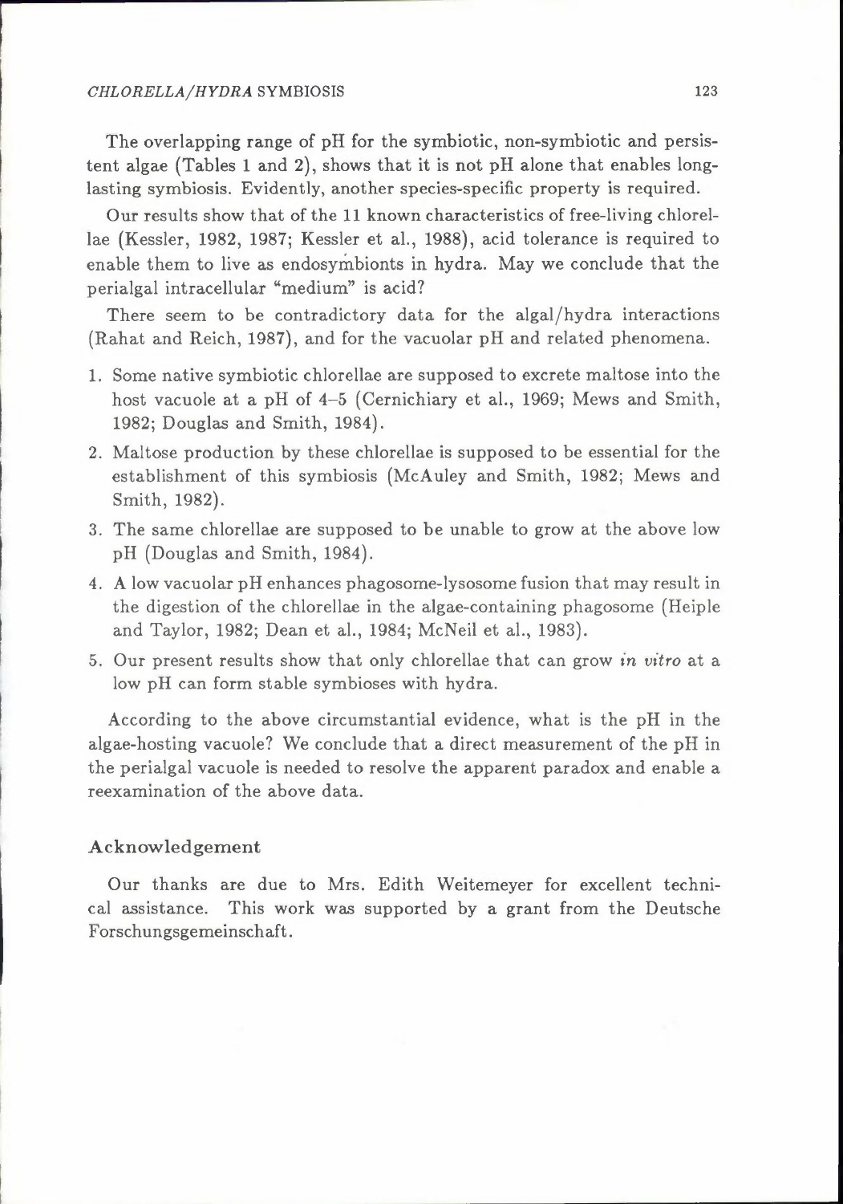The overlapping range of pH for the symbiotic, non-symbiotic and persistent algae (Tables 1 and 2), shows that it is not pH alone that enables long-lasting symbiosis. Evidently, another species-specific property is required.

Our results show that of the 11 known characteristics of free-living chlorellae (Kessler, 1982, 1987; Kessler et al., 1988), acid tolerance is required to enable them to live as endosymbionts in hydra. May we conclude that the perialgal intracellular "medium" is acid?

There seem to be contradictory data for the algal/hydra interactions (Rahat and Reich, 1987), and for the vacuolar pH and related phenomena.

1. Some native symbiotic chlorellae are supposed to excrete maltose into the host vacuole at a pH of 4–5 (Cernichiary et al., 1969; Mews and Smith, 1982; Douglas and Smith, 1984).
2. Maltose production by these chlorellae is supposed to be essential for the establishment of this symbiosis (McAuley and Smith, 1982; Mews and Smith, 1982).
3. The same chlorellae are supposed to be unable to grow at the above low pH (Douglas and Smith, 1984).
4. A low vacuolar pH enhances phagosome-lysosome fusion that may result in the digestion of the chlorellae in the algae-containing phagosome (Heiple and Taylor, 1982; Dean et al., 1984; McNeil et al., 1983).
5. Our present results show that only chlorellae that can grow *in vitro* at a low pH can form stable symbioses with hydra.

According to the above circumstantial evidence, what is the pH in the algae-hosting vacuole? We conclude that a direct measurement of the pH in the perialgal vacuole is needed to resolve the apparent paradox and enable a reexamination of the above data.

## Acknowledgement

Our thanks are due to Mrs. Edith Weitemeyer for excellent technical assistance. This work was supported by a grant from the Deutsche Forschungsgemeinschaft.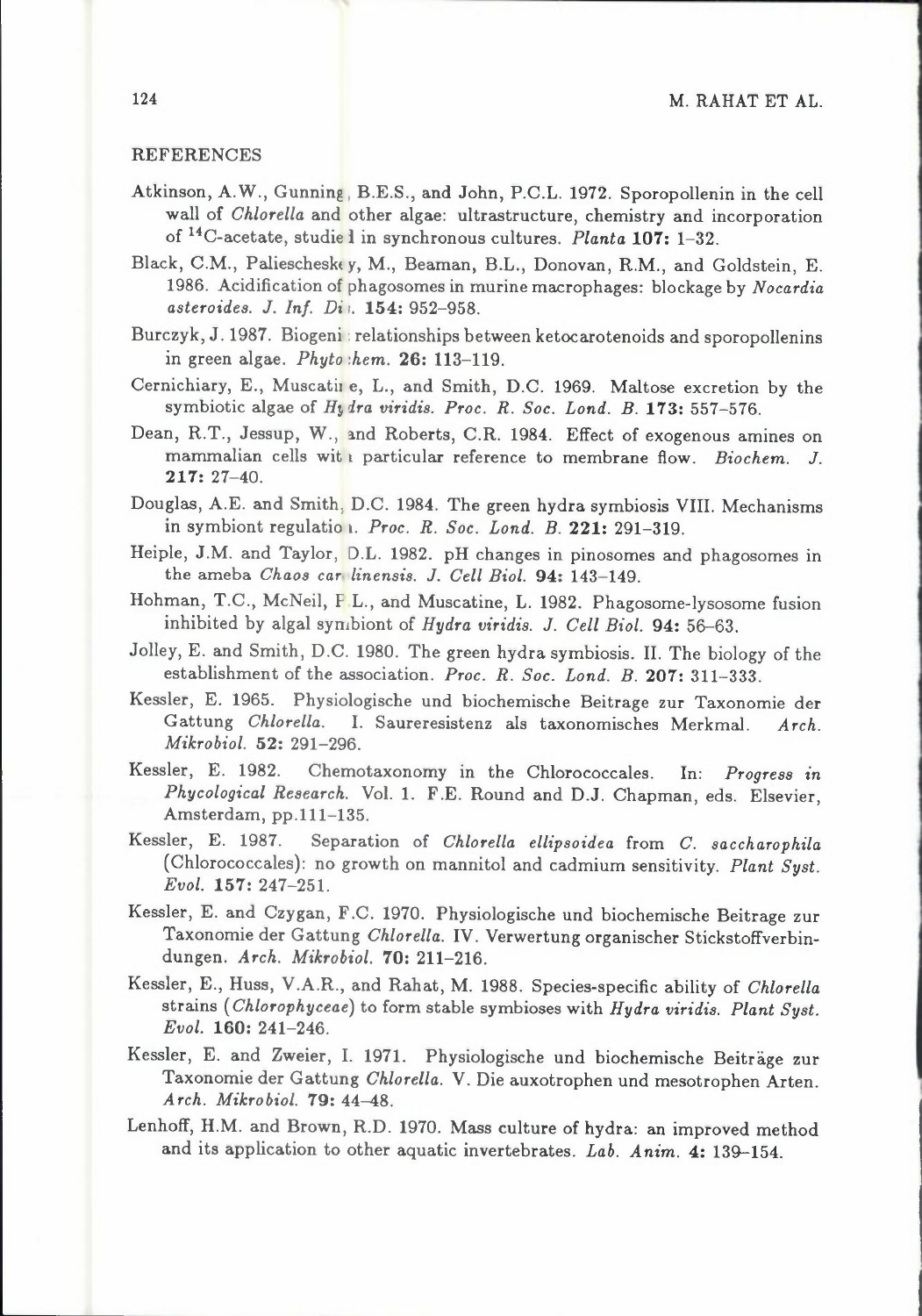## REFERENCES

Atkinson, A.W., Gunning, B.E.S., and John, P.C.L. 1972. Sporopollenin in the cell wall of *Chlorella* and other algae: ultrastructure, chemistry and incorporation of $^{14}$C-acetate, studied in synchronous cultures. *Planta* **107:** 1–32.

Black, C.M., Paliescheskey, M., Beaman, B.L., Donovan, R.M., and Goldstein, E. 1986. Acidification of phagosomes in murine macrophages: blockage by *Nocardia asteroides*. *J. Inf. Dis.* **154:** 952–958.

Burczyk, J. 1987. Biogenic relationships between ketocarotenoids and sporopollenins in green algae. *Phytochem.* **26:** 113–119.

Cernichiary, E., Muscatine, L., and Smith, D.C. 1969. Maltose excretion by the symbiotic algae of *Hydra viridis*. *Proc. R. Soc. Lond. B.* **173:** 557–576.

Dean, R.T., Jessup, W., and Roberts, C.R. 1984. Effect of exogenous amines on mammalian cells with particular reference to membrane flow. *Biochem. J.* **217:** 27–40.

Douglas, A.E. and Smith, D.C. 1984. The green hydra symbiosis VIII. Mechanisms in symbiont regulation. *Proc. R. Soc. Lond. B.* **221:** 291–319.

Heiple, J.M. and Taylor, D.L. 1982. pH changes in pinosomes and phagosomes in the ameba *Chaos carolinensis*. *J. Cell Biol.* **94:** 143–149.

Hohman, T.C., McNeil, P.L., and Muscatine, L. 1982. Phagosome-lysosome fusion inhibited by algal symbiont of *Hydra viridis*. *J. Cell Biol.* **94:** 56–63.

Jolley, E. and Smith, D.C. 1980. The green hydra symbiosis. II. The biology of the establishment of the association. *Proc. R. Soc. Lond. B.* **207:** 311–333.

Kessler, E. 1965. Physiologische und biochemische Beitrage zur Taxonomie der Gattung *Chlorella*. I. Saureresistenz als taxonomisches Merkmal. *Arch. Mikrobiol.* **52:** 291–296.

Kessler, E. 1982. Chemotaxonomy in the Chlorococcales. In: *Progress in Phycological Research*. Vol. 1. F.E. Round and D.J. Chapman, eds. Elsevier, Amsterdam, pp.111–135.

Kessler, E. 1987. Separation of *Chlorella ellipsoidea* from *C. saccharophila* (Chlorococcales): no growth on mannitol and cadmium sensitivity. *Plant Syst. Evol.* **157:** 247–251.

Kessler, E. and Czygan, F.C. 1970. Physiologische und biochemische Beitrage zur Taxonomie der Gattung *Chlorella*. IV. Verwertung organischer Stickstoffverbindungen. *Arch. Mikrobiol.* **70:** 211–216.

Kessler, E., Huss, V.A.R., and Rahat, M. 1988. Species-specific ability of *Chlorella* strains (*Chlorophyceae*) to form stable symbioses with *Hydra viridis*. *Plant Syst. Evol.* **160:** 241–246.

Kessler, E. and Zweier, I. 1971. Physiologische und biochemische Beiträge zur Taxonomie der Gattung *Chlorella*. V. Die auxotrophen und mesotrophen Arten. *Arch. Mikrobiol.* **79:** 44–48.

Lenhoff, H.M. and Brown, R.D. 1970. Mass culture of hydra: an improved method and its application to other aquatic invertebrates. *Lab. Anim.* **4:** 139–154.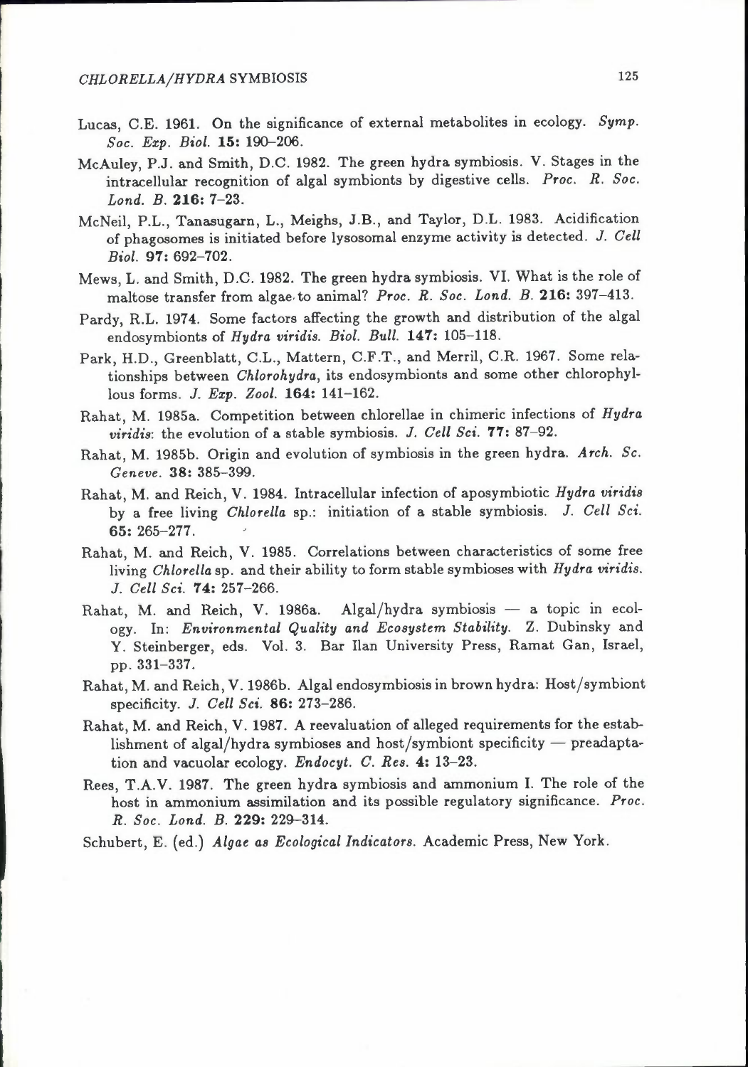Lucas, C.E. 1961. On the significance of external metabolites in ecology. *Symp. Soc. Exp. Biol.* **15:** 190–206.

McAuley, P.J. and Smith, D.C. 1982. The green hydra symbiosis. V. Stages in the intracellular recognition of algal symbionts by digestive cells. *Proc. R. Soc. Lond. B.* **216:** 7–23.

McNeil, P.L., Tanasugarn, L., Meighs, J.B., and Taylor, D.L. 1983. Acidification of phagosomes is initiated before lysosomal enzyme activity is detected. *J. Cell Biol.* **97:** 692–702.

Mews, L. and Smith, D.C. 1982. The green hydra symbiosis. VI. What is the role of maltose transfer from algae to animal? *Proc. R. Soc. Lond. B.* **216:** 397–413.

Pardy, R.L. 1974. Some factors affecting the growth and distribution of the algal endosymbionts of *Hydra viridis*. *Biol. Bull.* **147:** 105–118.

Park, H.D., Greenblatt, C.L., Mattern, C.F.T., and Merril, C.R. 1967. Some relationships between *Chlorohydra*, its endosymbionts and some other chlorophyllous forms. *J. Exp. Zool.* **164:** 141–162.

Rahat, M. 1985a. Competition between chlorellae in chimeric infections of *Hydra viridis*: the evolution of a stable symbiosis. *J. Cell Sci.* **77:** 87–92.

Rahat, M. 1985b. Origin and evolution of symbiosis in the green hydra. *Arch. Sc. Geneve.* **38:** 385–399.

Rahat, M. and Reich, V. 1984. Intracellular infection of aposymbiotic *Hydra viridis* by a free living *Chlorella* sp.: initiation of a stable symbiosis. *J. Cell Sci.* **65:** 265–277.

Rahat, M. and Reich, V. 1985. Correlations between characteristics of some free living *Chlorella* sp. and their ability to form stable symbioses with *Hydra viridis*. *J. Cell Sci.* **74:** 257–266.

Rahat, M. and Reich, V. 1986a. Algal/hydra symbiosis — a topic in ecology. In: *Environmental Quality and Ecosystem Stability*. Z. Dubinsky and Y. Steinberger, eds. Vol. 3. Bar Ilan University Press, Ramat Gan, Israel, pp. 331–337.

Rahat, M. and Reich, V. 1986b. Algal endosymbiosis in brown hydra: Host/symbiont specificity. *J. Cell Sci.* **86:** 273–286.

Rahat, M. and Reich, V. 1987. A reevaluation of alleged requirements for the establishment of algal/hydra symbioses and host/symbiont specificity — preadaptation and vacuolar ecology. *Endocyt. C. Res.* **4:** 13–23.

Rees, T.A.V. 1987. The green hydra symbiosis and ammonium I. The role of the host in ammonium assimilation and its possible regulatory significance. *Proc. R. Soc. Lond. B.* **229:** 229–314.

Schubert, E. (ed.) *Algae as Ecological Indicators*. Academic Press, New York.